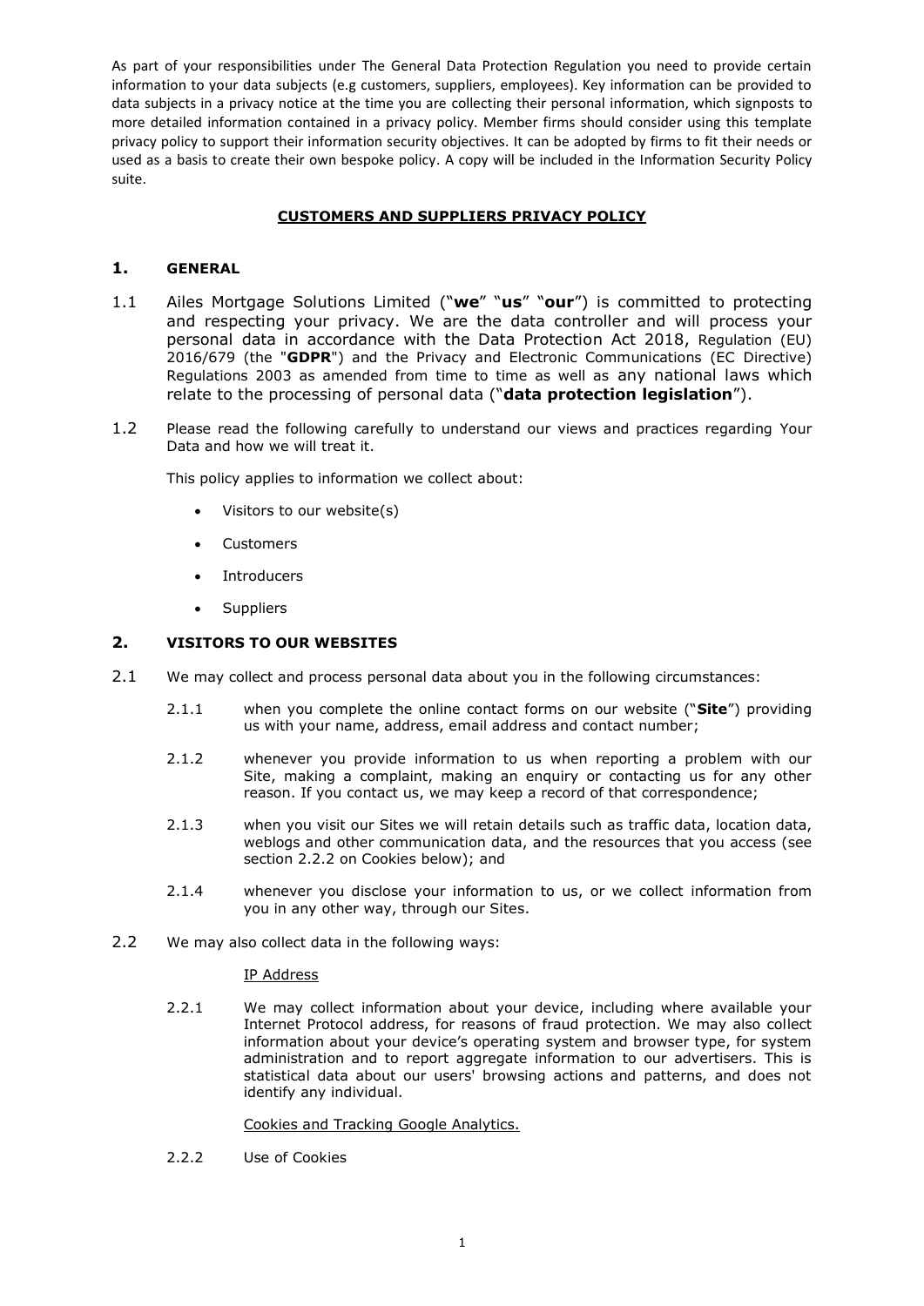As part of your responsibilities under The General Data Protection Regulation you need to provide certain information to your data subjects (e.g customers, suppliers, employees). Key information can be provided to data subjects in a privacy notice at the time you are collecting their personal information, which signposts to more detailed information contained in a privacy policy. Member firms should consider using this template privacy policy to support their information security objectives. It can be adopted by firms to fit their needs or used as a basis to create their own bespoke policy. A copy will be included in the Information Security Policy suite.

# CUSTOMERS AND SUPPLIERS PRIVACY POLICY

## 1. GENERAL

1.1 Ailes Mortgage Solutions Limited ("**we**" "**us**" "**our**") is committed to protecting and respecting your privacy. We are the data controller and will process your personal data in accordance with the Data Protection Act 2018, Regulation (EU) 2016/679 (the "**GDPR**") and the Privacy and Electronic Communications (EC Directive) Regulations 2003 as amended from time to time as well as any national laws which relate to the processing of personal data ("**data protection legislation**").

1.2 Please read the following carefully to understand our views and practices regarding Your Data and how we will treat it.

This policy applies to information we collect about:

- Visitors to our website(s)
- Customers
- Introducers
- Suppliers

## 2. VISITORS TO OUR WEBSITES

2.1 We may collect and process personal data about you in the following circumstances:

2.1.1 when you complete the online contact forms on our website ("**Site**") providing us with your name, address, email address and contact number;

2.1.2 whenever you provide information to us when reporting a problem with our Site, making a complaint, making an enquiry or contacting us for any other reason. If you contact us, we may keep a record of that correspondence;

2.1.3 when you visit our Sites we will retain details such as traffic data, location data, weblogs and other communication data, and the resources that you access (see section 2.2.2 on Cookies below); and

2.1.4 whenever you disclose your information to us, or we collect information from you in any other way, through our Sites.

2.2 We may also collect data in the following ways:

IP Address

2.2.1 We may collect information about your device, including where available your Internet Protocol address, for reasons of fraud protection. We may also collect information about your device's operating system and browser type, for system administration and to report aggregate information to our advertisers. This is statistical data about our users' browsing actions and patterns, and does not identify any individual.

Cookies and Tracking Google Analytics.

2.2.2 Use of Cookies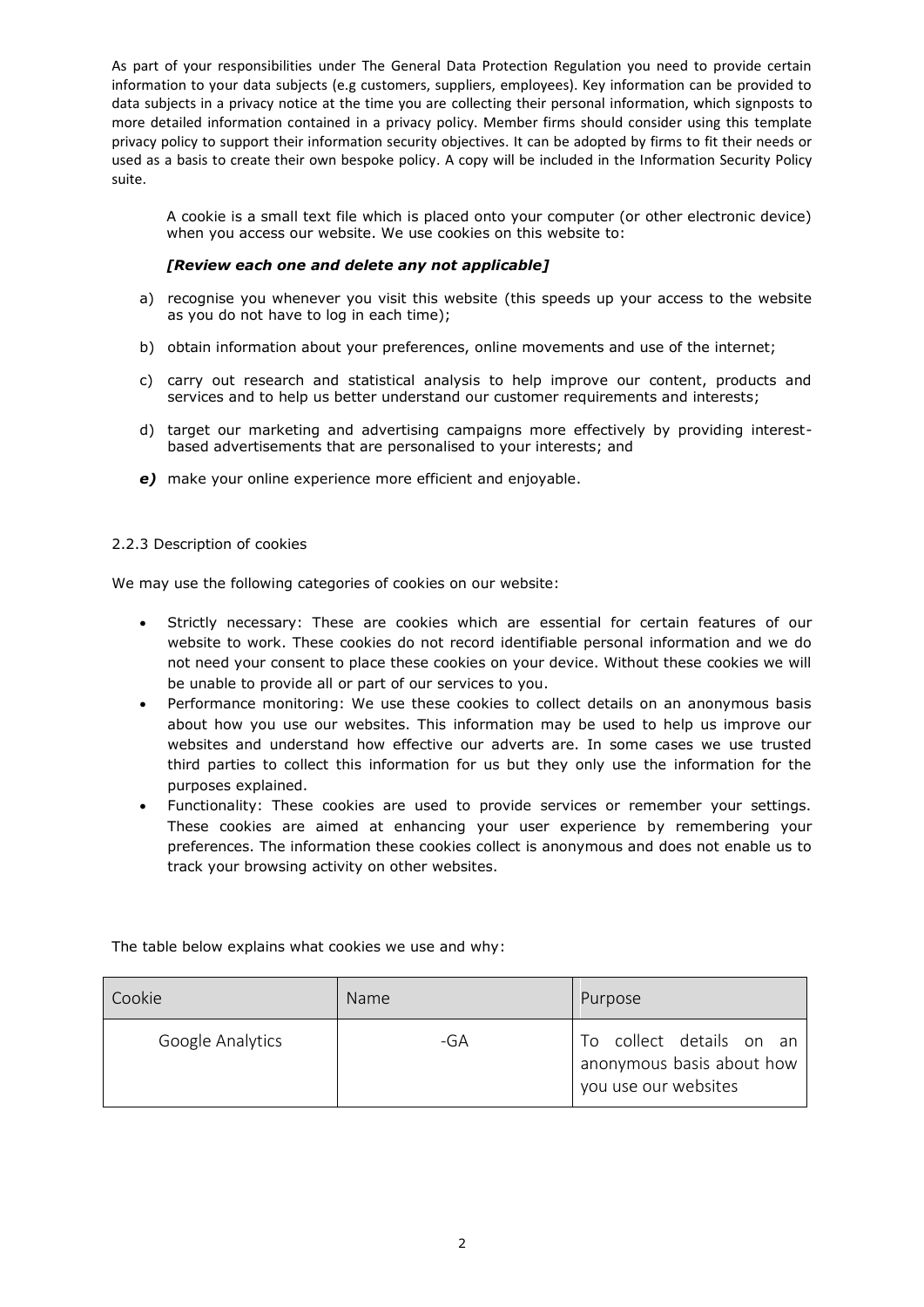As part of your responsibilities under The General Data Protection Regulation you need to provide certain information to your data subjects (e.g customers, suppliers, employees). Key information can be provided to data subjects in a privacy notice at the time you are collecting their personal information, which signposts to more detailed information contained in a privacy policy. Member firms should consider using this template privacy policy to support their information security objectives. It can be adopted by firms to fit their needs or used as a basis to create their own bespoke policy. A copy will be included in the Information Security Policy suite.

A cookie is a small text file which is placed onto your computer (or other electronic device) when you access our website. We use cookies on this website to:

***[Review each one and delete any not applicable]***

a) recognise you whenever you visit this website (this speeds up your access to the website as you do not have to log in each time);

b) obtain information about your preferences, online movements and use of the internet;

c) carry out research and statistical analysis to help improve our content, products and services and to help us better understand our customer requirements and interests;

d) target our marketing and advertising campaigns more effectively by providing interest-based advertisements that are personalised to your interests; and

***e)*** make your online experience more efficient and enjoyable.

2.2.3 Description of cookies

We may use the following categories of cookies on our website:

- Strictly necessary: These are cookies which are essential for certain features of our website to work. These cookies do not record identifiable personal information and we do not need your consent to place these cookies on your device. Without these cookies we will be unable to provide all or part of our services to you.
- Performance monitoring: We use these cookies to collect details on an anonymous basis about how you use our websites. This information may be used to help us improve our websites and understand how effective our adverts are. In some cases we use trusted third parties to collect this information for us but they only use the information for the purposes explained.
- Functionality: These cookies are used to provide services or remember your settings. These cookies are aimed at enhancing your user experience by remembering your preferences. The information these cookies collect is anonymous and does not enable us to track your browsing activity on other websites.

The table below explains what cookies we use and why:

| Cookie | Name | Purpose |
| --- | --- | --- |
| Google Analytics | -GA | To collect details on an anonymous basis about how you use our websites |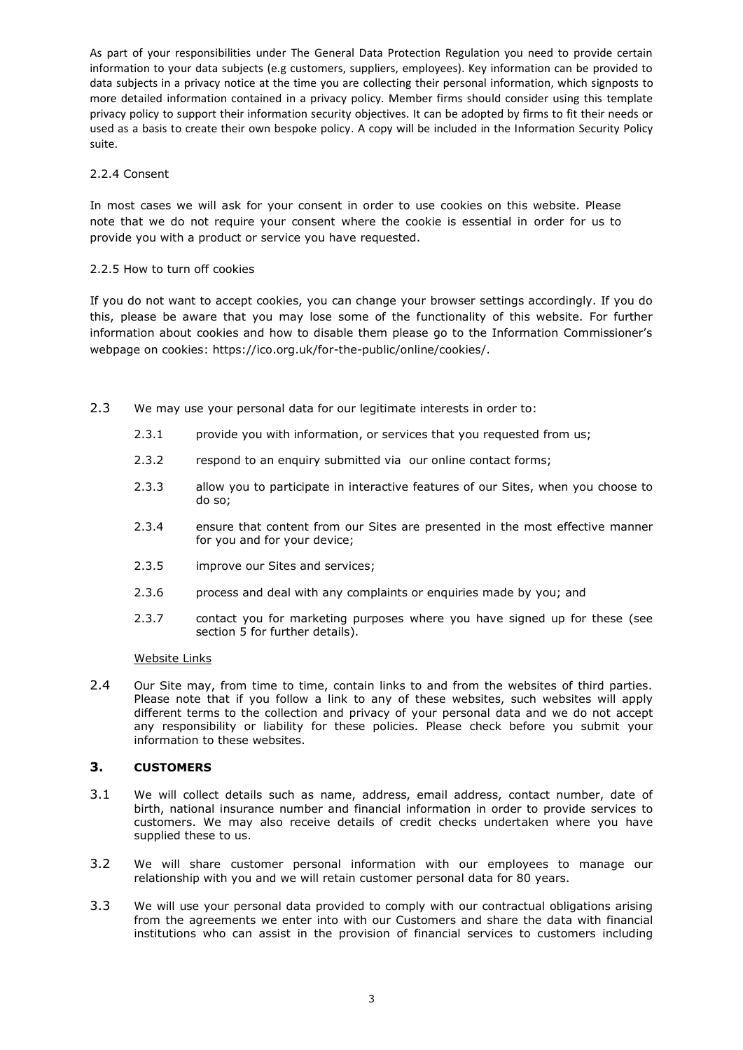As part of your responsibilities under The General Data Protection Regulation you need to provide certain information to your data subjects (e.g customers, suppliers, employees). Key information can be provided to data subjects in a privacy notice at the time you are collecting their personal information, which signposts to more detailed information contained in a privacy policy. Member firms should consider using this template privacy policy to support their information security objectives. It can be adopted by firms to fit their needs or used as a basis to create their own bespoke policy. A copy will be included in the Information Security Policy suite.

2.2.4 Consent

In most cases we will ask for your consent in order to use cookies on this website. Please note that we do not require your consent where the cookie is essential in order for us to provide you with a product or service you have requested.

2.2.5 How to turn off cookies

If you do not want to accept cookies, you can change your browser settings accordingly. If you do this, please be aware that you may lose some of the functionality of this website. For further information about cookies and how to disable them please go to the Information Commissioner's webpage on cookies: https://ico.org.uk/for-the-public/online/cookies/.

2.3 We may use your personal data for our legitimate interests in order to:

- 2.3.1 provide you with information, or services that you requested from us;
- 2.3.2 respond to an enquiry submitted via our online contact forms;
- 2.3.3 allow you to participate in interactive features of our Sites, when you choose to do so;
- 2.3.4 ensure that content from our Sites are presented in the most effective manner for you and for your device;
- 2.3.5 improve our Sites and services;
- 2.3.6 process and deal with any complaints or enquiries made by you; and
- 2.3.7 contact you for marketing purposes where you have signed up for these (see section 5 for further details).

Website Links

2.4 Our Site may, from time to time, contain links to and from the websites of third parties. Please note that if you follow a link to any of these websites, such websites will apply different terms to the collection and privacy of your personal data and we do not accept any responsibility or liability for these policies. Please check before you submit your information to these websites.

## 3. CUSTOMERS

3.1 We will collect details such as name, address, email address, contact number, date of birth, national insurance number and financial information in order to provide services to customers. We may also receive details of credit checks undertaken where you have supplied these to us.

3.2 We will share customer personal information with our employees to manage our relationship with you and we will retain customer personal data for 80 years.

3.3 We will use your personal data provided to comply with our contractual obligations arising from the agreements we enter into with our Customers and share the data with financial institutions who can assist in the provision of financial services to customers including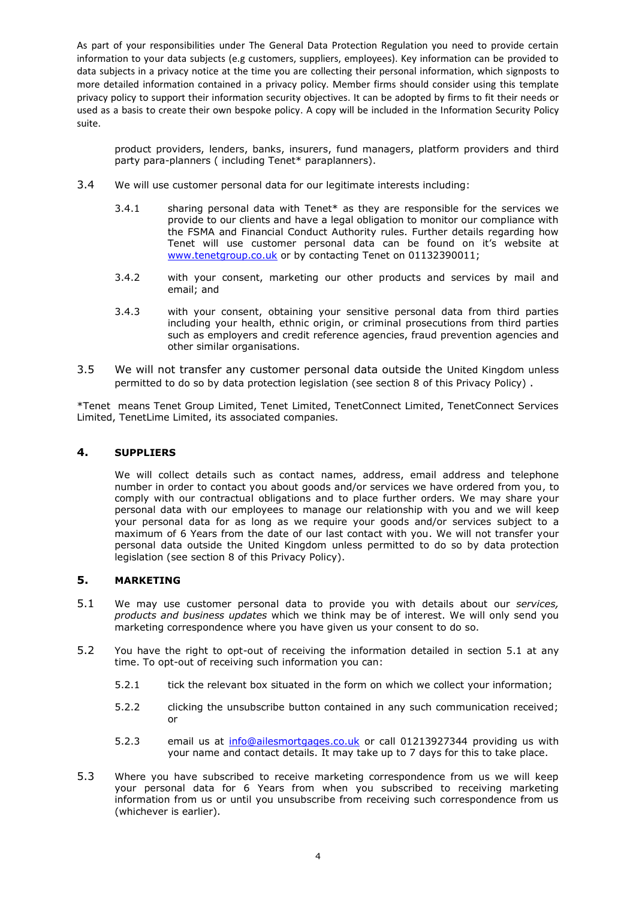As part of your responsibilities under The General Data Protection Regulation you need to provide certain information to your data subjects (e.g customers, suppliers, employees). Key information can be provided to data subjects in a privacy notice at the time you are collecting their personal information, which signposts to more detailed information contained in a privacy policy. Member firms should consider using this template privacy policy to support their information security objectives. It can be adopted by firms to fit their needs or used as a basis to create their own bespoke policy. A copy will be included in the Information Security Policy suite.

product providers, lenders, banks, insurers, fund managers, platform providers and third party para-planners ( including Tenet* paraplanners).

3.4 We will use customer personal data for our legitimate interests including:

3.4.1 sharing personal data with Tenet* as they are responsible for the services we provide to our clients and have a legal obligation to monitor our compliance with the FSMA and Financial Conduct Authority rules. Further details regarding how Tenet will use customer personal data can be found on it's website at www.tenetgroup.co.uk or by contacting Tenet on 01132390011;

3.4.2 with your consent, marketing our other products and services by mail and email; and

3.4.3 with your consent, obtaining your sensitive personal data from third parties including your health, ethnic origin, or criminal prosecutions from third parties such as employers and credit reference agencies, fraud prevention agencies and other similar organisations.

3.5 We will not transfer any customer personal data outside the United Kingdom unless permitted to do so by data protection legislation (see section 8 of this Privacy Policy) .

*Tenet means Tenet Group Limited, Tenet Limited, TenetConnect Limited, TenetConnect Services Limited, TenetLime Limited, its associated companies.

## 4. SUPPLIERS

We will collect details such as contact names, address, email address and telephone number in order to contact you about goods and/or services we have ordered from you, to comply with our contractual obligations and to place further orders. We may share your personal data with our employees to manage our relationship with you and we will keep your personal data for as long as we require your goods and/or services subject to a maximum of 6 Years from the date of our last contact with you. We will not transfer your personal data outside the United Kingdom unless permitted to do so by data protection legislation (see section 8 of this Privacy Policy).

## 5. MARKETING

5.1 We may use customer personal data to provide you with details about our *services, products and business updates* which we think may be of interest. We will only send you marketing correspondence where you have given us your consent to do so.

5.2 You have the right to opt-out of receiving the information detailed in section 5.1 at any time. To opt-out of receiving such information you can:

5.2.1 tick the relevant box situated in the form on which we collect your information;

5.2.2 clicking the unsubscribe button contained in any such communication received; or

5.2.3 email us at info@ailesmortgages.co.uk or call 01213927344 providing us with your name and contact details. It may take up to 7 days for this to take place.

5.3 Where you have subscribed to receive marketing correspondence from us we will keep your personal data for 6 Years from when you subscribed to receiving marketing information from us or until you unsubscribe from receiving such correspondence from us (whichever is earlier).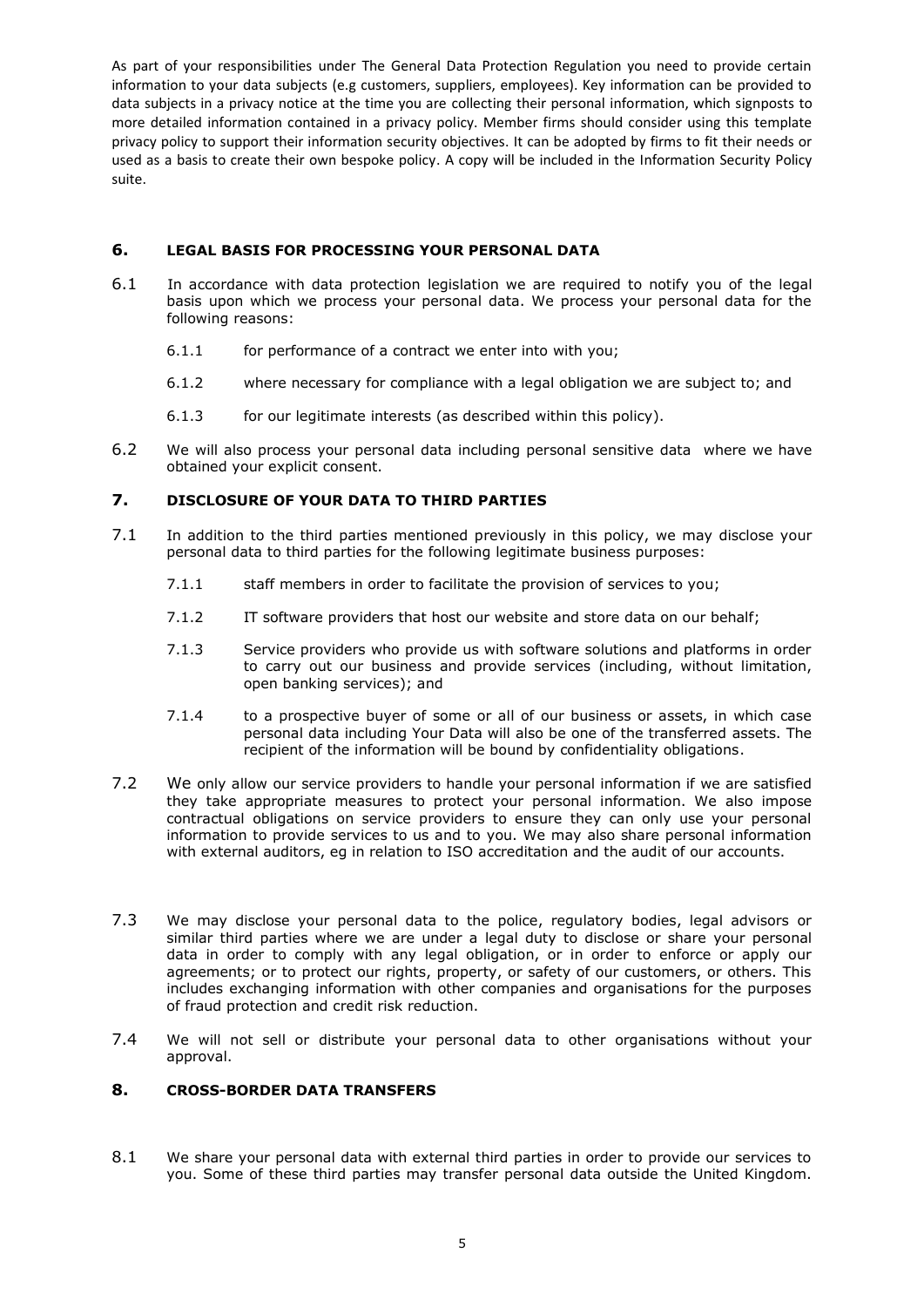As part of your responsibilities under The General Data Protection Regulation you need to provide certain information to your data subjects (e.g customers, suppliers, employees). Key information can be provided to data subjects in a privacy notice at the time you are collecting their personal information, which signposts to more detailed information contained in a privacy policy. Member firms should consider using this template privacy policy to support their information security objectives. It can be adopted by firms to fit their needs or used as a basis to create their own bespoke policy. A copy will be included in the Information Security Policy suite.

## 6. LEGAL BASIS FOR PROCESSING YOUR PERSONAL DATA

6.1 In accordance with data protection legislation we are required to notify you of the legal basis upon which we process your personal data. We process your personal data for the following reasons:

6.1.1 for performance of a contract we enter into with you;

6.1.2 where necessary for compliance with a legal obligation we are subject to; and

6.1.3 for our legitimate interests (as described within this policy).

6.2 We will also process your personal data including personal sensitive data where we have obtained your explicit consent.

## 7. DISCLOSURE OF YOUR DATA TO THIRD PARTIES

7.1 In addition to the third parties mentioned previously in this policy, we may disclose your personal data to third parties for the following legitimate business purposes:

7.1.1 staff members in order to facilitate the provision of services to you;

7.1.2 IT software providers that host our website and store data on our behalf;

7.1.3 Service providers who provide us with software solutions and platforms in order to carry out our business and provide services (including, without limitation, open banking services); and

7.1.4 to a prospective buyer of some or all of our business or assets, in which case personal data including Your Data will also be one of the transferred assets. The recipient of the information will be bound by confidentiality obligations.

7.2 We only allow our service providers to handle your personal information if we are satisfied they take appropriate measures to protect your personal information. We also impose contractual obligations on service providers to ensure they can only use your personal information to provide services to us and to you. We may also share personal information with external auditors, eg in relation to ISO accreditation and the audit of our accounts.

7.3 We may disclose your personal data to the police, regulatory bodies, legal advisors or similar third parties where we are under a legal duty to disclose or share your personal data in order to comply with any legal obligation, or in order to enforce or apply our agreements; or to protect our rights, property, or safety of our customers, or others. This includes exchanging information with other companies and organisations for the purposes of fraud protection and credit risk reduction.

7.4 We will not sell or distribute your personal data to other organisations without your approval.

## 8. CROSS-BORDER DATA TRANSFERS

8.1 We share your personal data with external third parties in order to provide our services to you. Some of these third parties may transfer personal data outside the United Kingdom.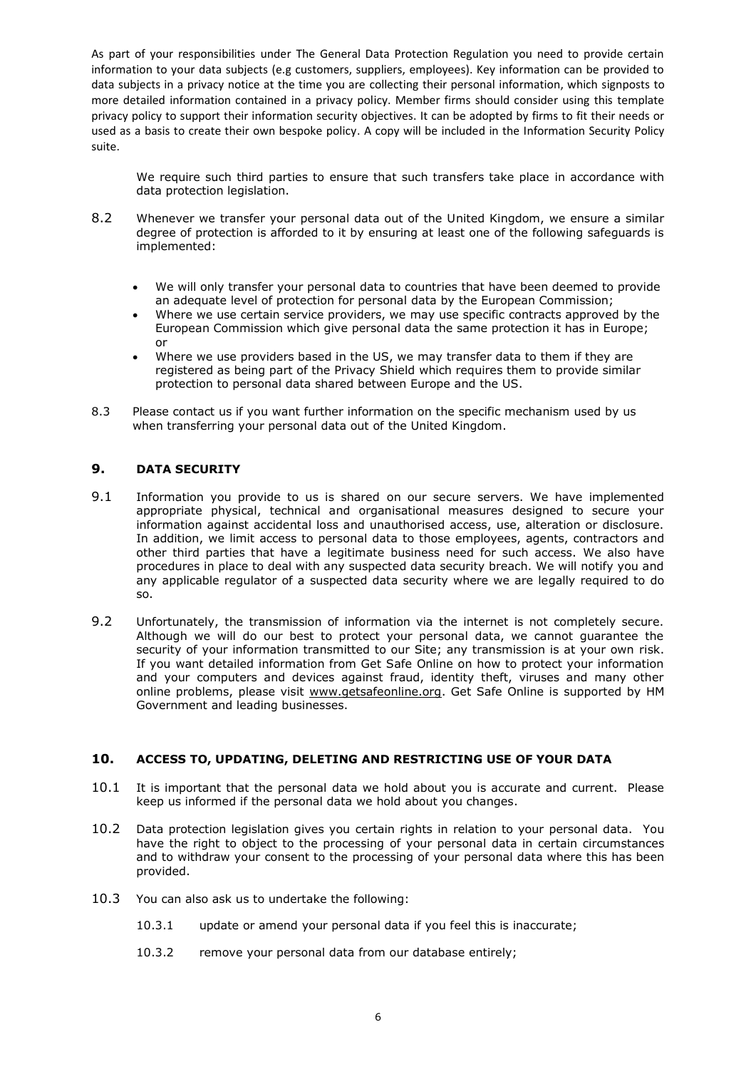As part of your responsibilities under The General Data Protection Regulation you need to provide certain information to your data subjects (e.g customers, suppliers, employees). Key information can be provided to data subjects in a privacy notice at the time you are collecting their personal information, which signposts to more detailed information contained in a privacy policy. Member firms should consider using this template privacy policy to support their information security objectives. It can be adopted by firms to fit their needs or used as a basis to create their own bespoke policy. A copy will be included in the Information Security Policy suite.

We require such third parties to ensure that such transfers take place in accordance with data protection legislation.

8.2 Whenever we transfer your personal data out of the United Kingdom, we ensure a similar degree of protection is afforded to it by ensuring at least one of the following safeguards is implemented:

- We will only transfer your personal data to countries that have been deemed to provide an adequate level of protection for personal data by the European Commission;
- Where we use certain service providers, we may use specific contracts approved by the European Commission which give personal data the same protection it has in Europe; or
- Where we use providers based in the US, we may transfer data to them if they are registered as being part of the Privacy Shield which requires them to provide similar protection to personal data shared between Europe and the US.

8.3 Please contact us if you want further information on the specific mechanism used by us when transferring your personal data out of the United Kingdom.

## 9. DATA SECURITY

9.1 Information you provide to us is shared on our secure servers. We have implemented appropriate physical, technical and organisational measures designed to secure your information against accidental loss and unauthorised access, use, alteration or disclosure. In addition, we limit access to personal data to those employees, agents, contractors and other third parties that have a legitimate business need for such access. We also have procedures in place to deal with any suspected data security breach. We will notify you and any applicable regulator of a suspected data security where we are legally required to do so.

9.2 Unfortunately, the transmission of information via the internet is not completely secure. Although we will do our best to protect your personal data, we cannot guarantee the security of your information transmitted to our Site; any transmission is at your own risk. If you want detailed information from Get Safe Online on how to protect your information and your computers and devices against fraud, identity theft, viruses and many other online problems, please visit www.getsafeonline.org. Get Safe Online is supported by HM Government and leading businesses.

## 10. ACCESS TO, UPDATING, DELETING AND RESTRICTING USE OF YOUR DATA

10.1 It is important that the personal data we hold about you is accurate and current. Please keep us informed if the personal data we hold about you changes.

10.2 Data protection legislation gives you certain rights in relation to your personal data. You have the right to object to the processing of your personal data in certain circumstances and to withdraw your consent to the processing of your personal data where this has been provided.

10.3 You can also ask us to undertake the following:

10.3.1 update or amend your personal data if you feel this is inaccurate;

10.3.2 remove your personal data from our database entirely;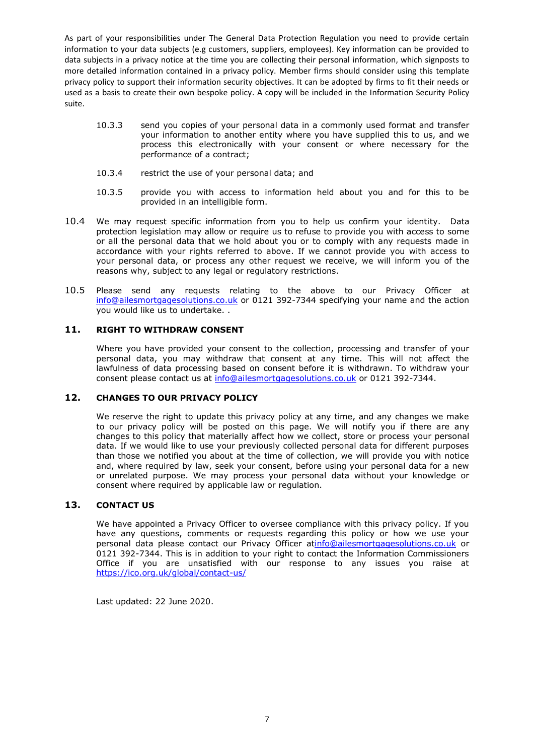As part of your responsibilities under The General Data Protection Regulation you need to provide certain information to your data subjects (e.g customers, suppliers, employees). Key information can be provided to data subjects in a privacy notice at the time you are collecting their personal information, which signposts to more detailed information contained in a privacy policy. Member firms should consider using this template privacy policy to support their information security objectives. It can be adopted by firms to fit their needs or used as a basis to create their own bespoke policy. A copy will be included in the Information Security Policy suite.

10.3.3 send you copies of your personal data in a commonly used format and transfer your information to another entity where you have supplied this to us, and we process this electronically with your consent or where necessary for the performance of a contract;

10.3.4 restrict the use of your personal data; and

10.3.5 provide you with access to information held about you and for this to be provided in an intelligible form.

10.4 We may request specific information from you to help us confirm your identity. Data protection legislation may allow or require us to refuse to provide you with access to some or all the personal data that we hold about you or to comply with any requests made in accordance with your rights referred to above. If we cannot provide you with access to your personal data, or process any other request we receive, we will inform you of the reasons why, subject to any legal or regulatory restrictions.

10.5 Please send any requests relating to the above to our Privacy Officer at info@ailesmortgagesolutions.co.uk or 0121 392-7344 specifying your name and the action you would like us to undertake. .

## 11. RIGHT TO WITHDRAW CONSENT

Where you have provided your consent to the collection, processing and transfer of your personal data, you may withdraw that consent at any time. This will not affect the lawfulness of data processing based on consent before it is withdrawn. To withdraw your consent please contact us at info@ailesmortgagesolutions.co.uk or 0121 392-7344.

## 12. CHANGES TO OUR PRIVACY POLICY

We reserve the right to update this privacy policy at any time, and any changes we make to our privacy policy will be posted on this page. We will notify you if there are any changes to this policy that materially affect how we collect, store or process your personal data. If we would like to use your previously collected personal data for different purposes than those we notified you about at the time of collection, we will provide you with notice and, where required by law, seek your consent, before using your personal data for a new or unrelated purpose. We may process your personal data without your knowledge or consent where required by applicable law or regulation.

## 13. CONTACT US

We have appointed a Privacy Officer to oversee compliance with this privacy policy. If you have any questions, comments or requests regarding this policy or how we use your personal data please contact our Privacy Officer atinfo@ailesmortgagesolutions.co.uk or 0121 392-7344. This is in addition to your right to contact the Information Commissioners Office if you are unsatisfied with our response to any issues you raise at https://ico.org.uk/global/contact-us/

Last updated: 22 June 2020.